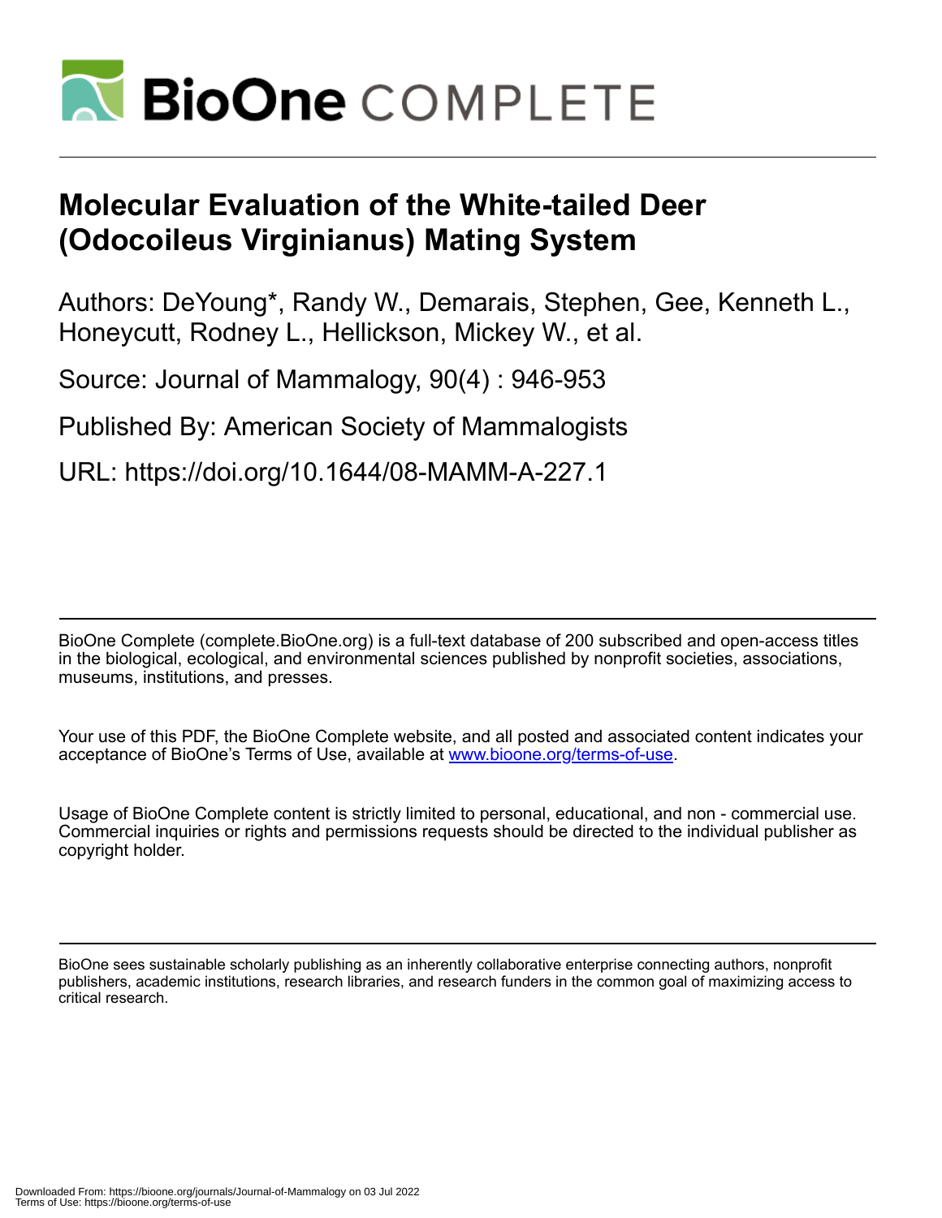# Molecular Evaluation of the White-tailed Deer (Odocoileus Virginianus) Mating System

Authors: DeYoung*, Randy W., Demarais, Stephen, Gee, Kenneth L., Honeycutt, Rodney L., Hellickson, Mickey W., et al.

Source: Journal of Mammalogy, 90(4) : 946-953

Published By: American Society of Mammalogists

URL: https://doi.org/10.1644/08-MAMM-A-227.1

BioOne Complete (complete.BioOne.org) is a full-text database of 200 subscribed and open-access titles in the biological, ecological, and environmental sciences published by nonprofit societies, associations, museums, institutions, and presses.

Your use of this PDF, the BioOne Complete website, and all posted and associated content indicates your acceptance of BioOne's Terms of Use, available at www.bioone.org/terms-of-use.

Usage of BioOne Complete content is strictly limited to personal, educational, and non - commercial use. Commercial inquiries or rights and permissions requests should be directed to the individual publisher as copyright holder.

BioOne sees sustainable scholarly publishing as an inherently collaborative enterprise connecting authors, nonprofit publishers, academic institutions, research libraries, and research funders in the common goal of maximizing access to critical research.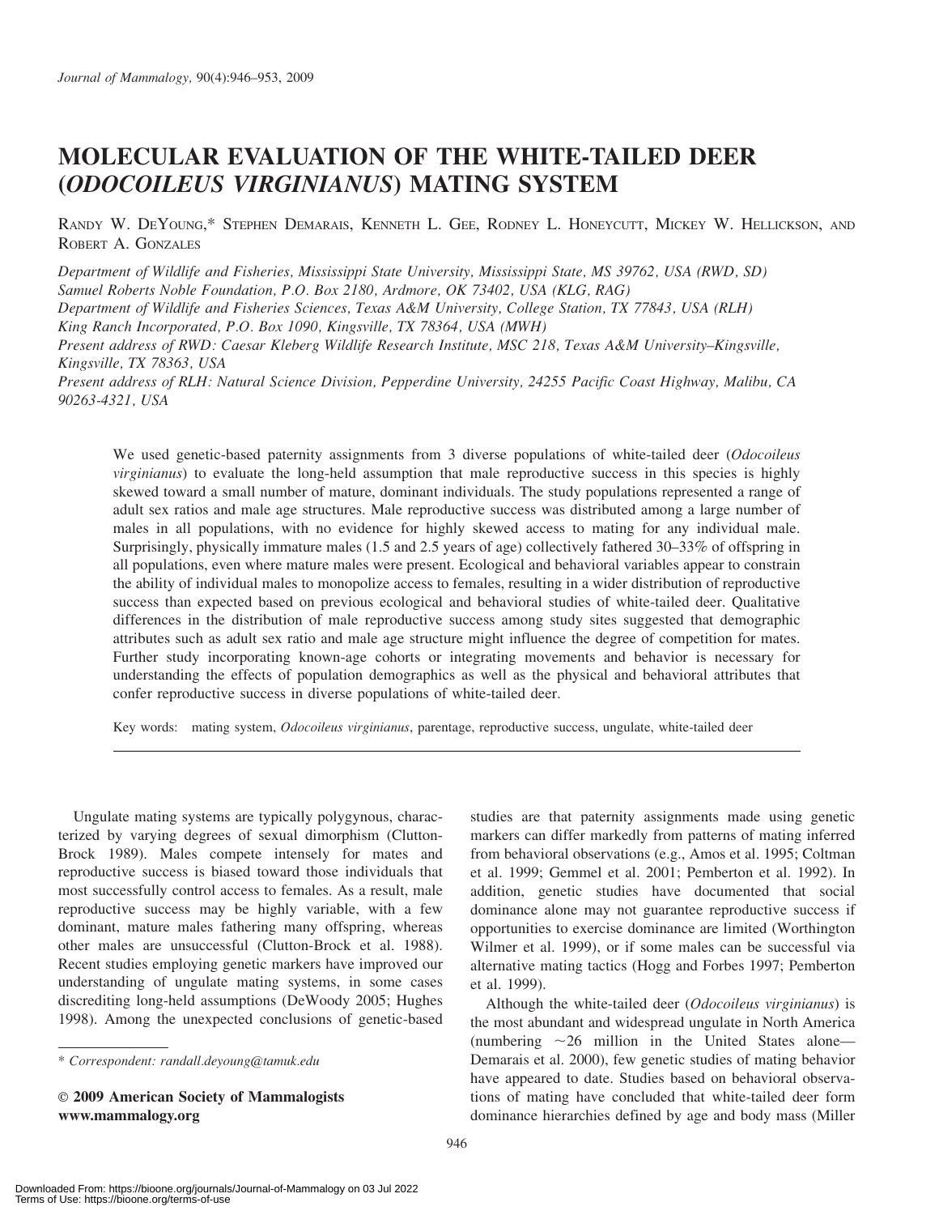# MOLECULAR EVALUATION OF THE WHITE-TAILED DEER (*ODOCOILEUS VIRGINIANUS*) MATING SYSTEM

RANDY W. DEYOUNG,* STEPHEN DEMARAIS, KENNETH L. GEE, RODNEY L. HONEYCUTT, MICKEY W. HELLICKSON, AND ROBERT A. GONZALES

*Department of Wildlife and Fisheries, Mississippi State University, Mississippi State, MS 39762, USA (RWD, SD)*
*Samuel Roberts Noble Foundation, P.O. Box 2180, Ardmore, OK 73402, USA (KLG, RAG)*
*Department of Wildlife and Fisheries Sciences, Texas A&M University, College Station, TX 77843, USA (RLH)*
*King Ranch Incorporated, P.O. Box 1090, Kingsville, TX 78364, USA (MWH)*
*Present address of RWD: Caesar Kleberg Wildlife Research Institute, MSC 218, Texas A&M University–Kingsville, Kingsville, TX 78363, USA*
*Present address of RLH: Natural Science Division, Pepperdine University, 24255 Pacific Coast Highway, Malibu, CA 90263-4321, USA*

We used genetic-based paternity assignments from 3 diverse populations of white-tailed deer (*Odocoileus virginianus*) to evaluate the long-held assumption that male reproductive success in this species is highly skewed toward a small number of mature, dominant individuals. The study populations represented a range of adult sex ratios and male age structures. Male reproductive success was distributed among a large number of males in all populations, with no evidence for highly skewed access to mating for any individual male. Surprisingly, physically immature males (1.5 and 2.5 years of age) collectively fathered 30–33% of offspring in all populations, even where mature males were present. Ecological and behavioral variables appear to constrain the ability of individual males to monopolize access to females, resulting in a wider distribution of reproductive success than expected based on previous ecological and behavioral studies of white-tailed deer. Qualitative differences in the distribution of male reproductive success among study sites suggested that demographic attributes such as adult sex ratio and male age structure might influence the degree of competition for mates. Further study incorporating known-age cohorts or integrating movements and behavior is necessary for understanding the effects of population demographics as well as the physical and behavioral attributes that confer reproductive success in diverse populations of white-tailed deer.

Key words: mating system, *Odocoileus virginianus*, parentage, reproductive success, ungulate, white-tailed deer

---

Ungulate mating systems are typically polygynous, characterized by varying degrees of sexual dimorphism (Clutton-Brock 1989). Males compete intensely for mates and reproductive success is biased toward those individuals that most successfully control access to females. As a result, male reproductive success may be highly variable, with a few dominant, mature males fathering many offspring, whereas other males are unsuccessful (Clutton-Brock et al. 1988). Recent studies employing genetic markers have improved our understanding of ungulate mating systems, in some cases discrediting long-held assumptions (DeWoody 2005; Hughes 1998). Among the unexpected conclusions of genetic-based studies are that paternity assignments made using genetic markers can differ markedly from patterns of mating inferred from behavioral observations (e.g., Amos et al. 1995; Coltman et al. 1999; Gemmel et al. 2001; Pemberton et al. 1992). In addition, genetic studies have documented that social dominance alone may not guarantee reproductive success if opportunities to exercise dominance are limited (Worthington Wilmer et al. 1999), or if some males can be successful via alternative mating tactics (Hogg and Forbes 1997; Pemberton et al. 1999).

Although the white-tailed deer (*Odocoileus virginianus*) is the most abundant and widespread ungulate in North America (numbering ~26 million in the United States alone—Demarais et al. 2000), few genetic studies of mating behavior have appeared to date. Studies based on behavioral observations of mating have concluded that white-tailed deer form dominance hierarchies defined by age and body mass (Miller

\* *Correspondent: randall.deyoung@tamuk.edu*

© 2009 American Society of Mammalogists
www.mammalogy.org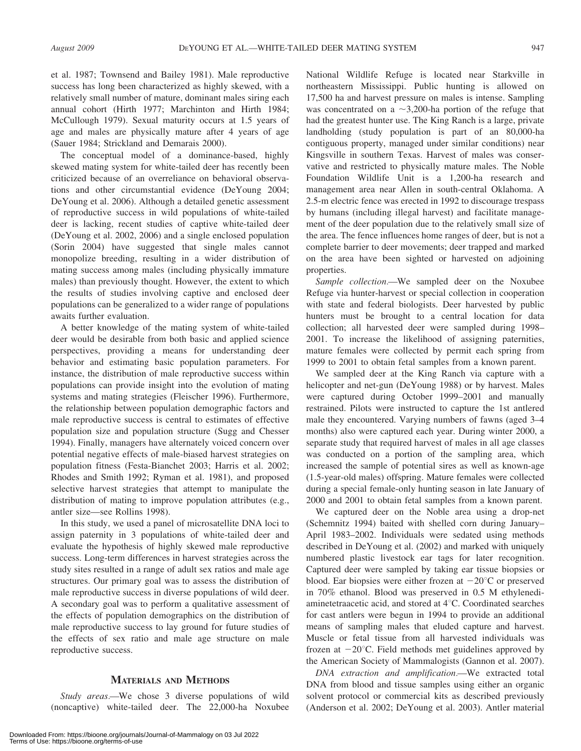et al. 1987; Townsend and Bailey 1981). Male reproductive success has long been characterized as highly skewed, with a relatively small number of mature, dominant males siring each annual cohort (Hirth 1977; Marchinton and Hirth 1984; McCullough 1979). Sexual maturity occurs at 1.5 years of age and males are physically mature after 4 years of age (Sauer 1984; Strickland and Demarais 2000).

The conceptual model of a dominance-based, highly skewed mating system for white-tailed deer has recently been criticized because of an overreliance on behavioral observations and other circumstantial evidence (DeYoung 2004; DeYoung et al. 2006). Although a detailed genetic assessment of reproductive success in wild populations of white-tailed deer is lacking, recent studies of captive white-tailed deer (DeYoung et al. 2002, 2006) and a single enclosed population (Sorin 2004) have suggested that single males cannot monopolize breeding, resulting in a wider distribution of mating success among males (including physically immature males) than previously thought. However, the extent to which the results of studies involving captive and enclosed deer populations can be generalized to a wider range of populations awaits further evaluation.

A better knowledge of the mating system of white-tailed deer would be desirable from both basic and applied science perspectives, providing a means for understanding deer behavior and estimating basic population parameters. For instance, the distribution of male reproductive success within populations can provide insight into the evolution of mating systems and mating strategies (Fleischer 1996). Furthermore, the relationship between population demographic factors and male reproductive success is central to estimates of effective population size and population structure (Sugg and Chesser 1994). Finally, managers have alternately voiced concern over potential negative effects of male-biased harvest strategies on population fitness (Festa-Bianchet 2003; Harris et al. 2002; Rhodes and Smith 1992; Ryman et al. 1981), and proposed selective harvest strategies that attempt to manipulate the distribution of mating to improve population attributes (e.g., antler size—see Rollins 1998).

In this study, we used a panel of microsatellite DNA loci to assign paternity in 3 populations of white-tailed deer and evaluate the hypothesis of highly skewed male reproductive success. Long-term differences in harvest strategies across the study sites resulted in a range of adult sex ratios and male age structures. Our primary goal was to assess the distribution of male reproductive success in diverse populations of wild deer. A secondary goal was to perform a qualitative assessment of the effects of population demographics on the distribution of male reproductive success to lay ground for future studies of the effects of sex ratio and male age structure on male reproductive success.

## Materials and Methods

*Study areas*.—We chose 3 diverse populations of wild (noncaptive) white-tailed deer. The 22,000-ha Noxubee National Wildlife Refuge is located near Starkville in northeastern Mississippi. Public hunting is allowed on 17,500 ha and harvest pressure on males is intense. Sampling was concentrated on a ~3,200-ha portion of the refuge that had the greatest hunter use. The King Ranch is a large, private landholding (study population is part of an 80,000-ha contiguous property, managed under similar conditions) near Kingsville in southern Texas. Harvest of males was conservative and restricted to physically mature males. The Noble Foundation Wildlife Unit is a 1,200-ha research and management area near Allen in south-central Oklahoma. A 2.5-m electric fence was erected in 1992 to discourage trespass by humans (including illegal harvest) and facilitate management of the deer population due to the relatively small size of the area. The fence influences home ranges of deer, but is not a complete barrier to deer movements; deer trapped and marked on the area have been sighted or harvested on adjoining properties.

*Sample collection*.—We sampled deer on the Noxubee Refuge via hunter-harvest or special collection in cooperation with state and federal biologists. Deer harvested by public hunters must be brought to a central location for data collection; all harvested deer were sampled during 1998–2001. To increase the likelihood of assigning paternities, mature females were collected by permit each spring from 1999 to 2001 to obtain fetal samples from a known parent.

We sampled deer at the King Ranch via capture with a helicopter and net-gun (DeYoung 1988) or by harvest. Males were captured during October 1999–2001 and manually restrained. Pilots were instructed to capture the 1st antlered male they encountered. Varying numbers of fawns (aged 3–4 months) also were captured each year. During winter 2000, a separate study that required harvest of males in all age classes was conducted on a portion of the sampling area, which increased the sample of potential sires as well as known-age (1.5-year-old males) offspring. Mature females were collected during a special female-only hunting season in late January of 2000 and 2001 to obtain fetal samples from a known parent.

We captured deer on the Noble area using a drop-net (Schemnitz 1994) baited with shelled corn during January–April 1983–2002. Individuals were sedated using methods described in DeYoung et al. (2002) and marked with uniquely numbered plastic livestock ear tags for later recognition. Captured deer were sampled by taking ear tissue biopsies or blood. Ear biopsies were either frozen at −20°C or preserved in 70% ethanol. Blood was preserved in 0.5 M ethylenediaminetetraacetic acid, and stored at 4°C. Coordinated searches for cast antlers were begun in 1994 to provide an additional means of sampling males that eluded capture and harvest. Muscle or fetal tissue from all harvested individuals was frozen at −20°C. Field methods met guidelines approved by the American Society of Mammalogists (Gannon et al. 2007).

*DNA extraction and amplification*.—We extracted total DNA from blood and tissue samples using either an organic solvent protocol or commercial kits as described previously (Anderson et al. 2002; DeYoung et al. 2003). Antler material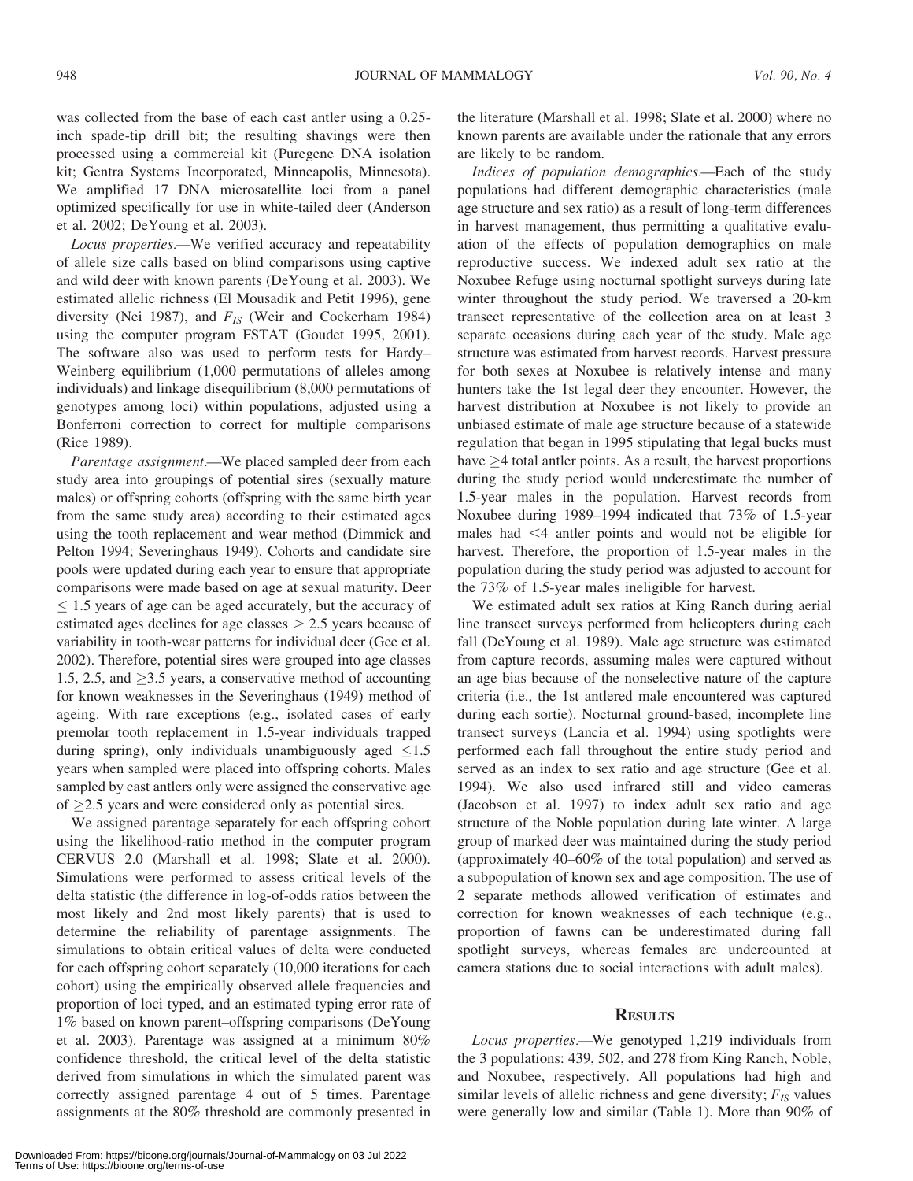was collected from the base of each cast antler using a 0.25-inch spade-tip drill bit; the resulting shavings were then processed using a commercial kit (Puregene DNA isolation kit; Gentra Systems Incorporated, Minneapolis, Minnesota). We amplified 17 DNA microsatellite loci from a panel optimized specifically for use in white-tailed deer (Anderson et al. 2002; DeYoung et al. 2003).

*Locus properties*.—We verified accuracy and repeatability of allele size calls based on blind comparisons using captive and wild deer with known parents (DeYoung et al. 2003). We estimated allelic richness (El Mousadik and Petit 1996), gene diversity (Nei 1987), and $F_{IS}$ (Weir and Cockerham 1984) using the computer program FSTAT (Goudet 1995, 2001). The software also was used to perform tests for Hardy–Weinberg equilibrium (1,000 permutations of alleles among individuals) and linkage disequilibrium (8,000 permutations of genotypes among loci) within populations, adjusted using a Bonferroni correction to correct for multiple comparisons (Rice 1989).

*Parentage assignment*.—We placed sampled deer from each study area into groupings of potential sires (sexually mature males) or offspring cohorts (offspring with the same birth year from the same study area) according to their estimated ages using the tooth replacement and wear method (Dimmick and Pelton 1994; Severinghaus 1949). Cohorts and candidate sire pools were updated during each year to ensure that appropriate comparisons were made based on age at sexual maturity. Deer $\leq$ 1.5 years of age can be aged accurately, but the accuracy of estimated ages declines for age classes $>$ 2.5 years because of variability in tooth-wear patterns for individual deer (Gee et al. 2002). Therefore, potential sires were grouped into age classes 1.5, 2.5, and $\geq$3.5 years, a conservative method of accounting for known weaknesses in the Severinghaus (1949) method of ageing. With rare exceptions (e.g., isolated cases of early premolar tooth replacement in 1.5-year individuals trapped during spring), only individuals unambiguously aged $\leq$1.5 years when sampled were placed into offspring cohorts. Males sampled by cast antlers only were assigned the conservative age of $\geq$2.5 years and were considered only as potential sires.

We assigned parentage separately for each offspring cohort using the likelihood-ratio method in the computer program CERVUS 2.0 (Marshall et al. 1998; Slate et al. 2000). Simulations were performed to assess critical levels of the delta statistic (the difference in log-of-odds ratios between the most likely and 2nd most likely parents) that is used to determine the reliability of parentage assignments. The simulations to obtain critical values of delta were conducted for each offspring cohort separately (10,000 iterations for each cohort) using the empirically observed allele frequencies and proportion of loci typed, and an estimated typing error rate of 1% based on known parent–offspring comparisons (DeYoung et al. 2003). Parentage was assigned at a minimum 80% confidence threshold, the critical level of the delta statistic derived from simulations in which the simulated parent was correctly assigned parentage 4 out of 5 times. Parentage assignments at the 80% threshold are commonly presented in the literature (Marshall et al. 1998; Slate et al. 2000) where no known parents are available under the rationale that any errors are likely to be random.

*Indices of population demographics*.—Each of the study populations had different demographic characteristics (male age structure and sex ratio) as a result of long-term differences in harvest management, thus permitting a qualitative evaluation of the effects of population demographics on male reproductive success. We indexed adult sex ratio at the Noxubee Refuge using nocturnal spotlight surveys during late winter throughout the study period. We traversed a 20-km transect representative of the collection area on at least 3 separate occasions during each year of the study. Male age structure was estimated from harvest records. Harvest pressure for both sexes at Noxubee is relatively intense and many hunters take the 1st legal deer they encounter. However, the harvest distribution at Noxubee is not likely to provide an unbiased estimate of male age structure because of a statewide regulation that began in 1995 stipulating that legal bucks must have $\geq$4 total antler points. As a result, the harvest proportions during the study period would underestimate the number of 1.5-year males in the population. Harvest records from Noxubee during 1989–1994 indicated that 73% of 1.5-year males had $<$4 antler points and would not be eligible for harvest. Therefore, the proportion of 1.5-year males in the population during the study period was adjusted to account for the 73% of 1.5-year males ineligible for harvest.

We estimated adult sex ratios at King Ranch during aerial line transect surveys performed from helicopters during each fall (DeYoung et al. 1989). Male age structure was estimated from capture records, assuming males were captured without an age bias because of the nonselective nature of the capture criteria (i.e., the 1st antlered male encountered was captured during each sortie). Nocturnal ground-based, incomplete line transect surveys (Lancia et al. 1994) using spotlights were performed each fall throughout the entire study period and served as an index to sex ratio and age structure (Gee et al. 1994). We also used infrared still and video cameras (Jacobson et al. 1997) to index adult sex ratio and age structure of the Noble population during late winter. A large group of marked deer was maintained during the study period (approximately 40–60% of the total population) and served as a subpopulation of known sex and age composition. The use of 2 separate methods allowed verification of estimates and correction for known weaknesses of each technique (e.g., proportion of fawns can be underestimated during fall spotlight surveys, whereas females are undercounted at camera stations due to social interactions with adult males).

## Results

*Locus properties*.—We genotyped 1,219 individuals from the 3 populations: 439, 502, and 278 from King Ranch, Noble, and Noxubee, respectively. All populations had high and similar levels of allelic richness and gene diversity; $F_{IS}$ values were generally low and similar (Table 1). More than 90% of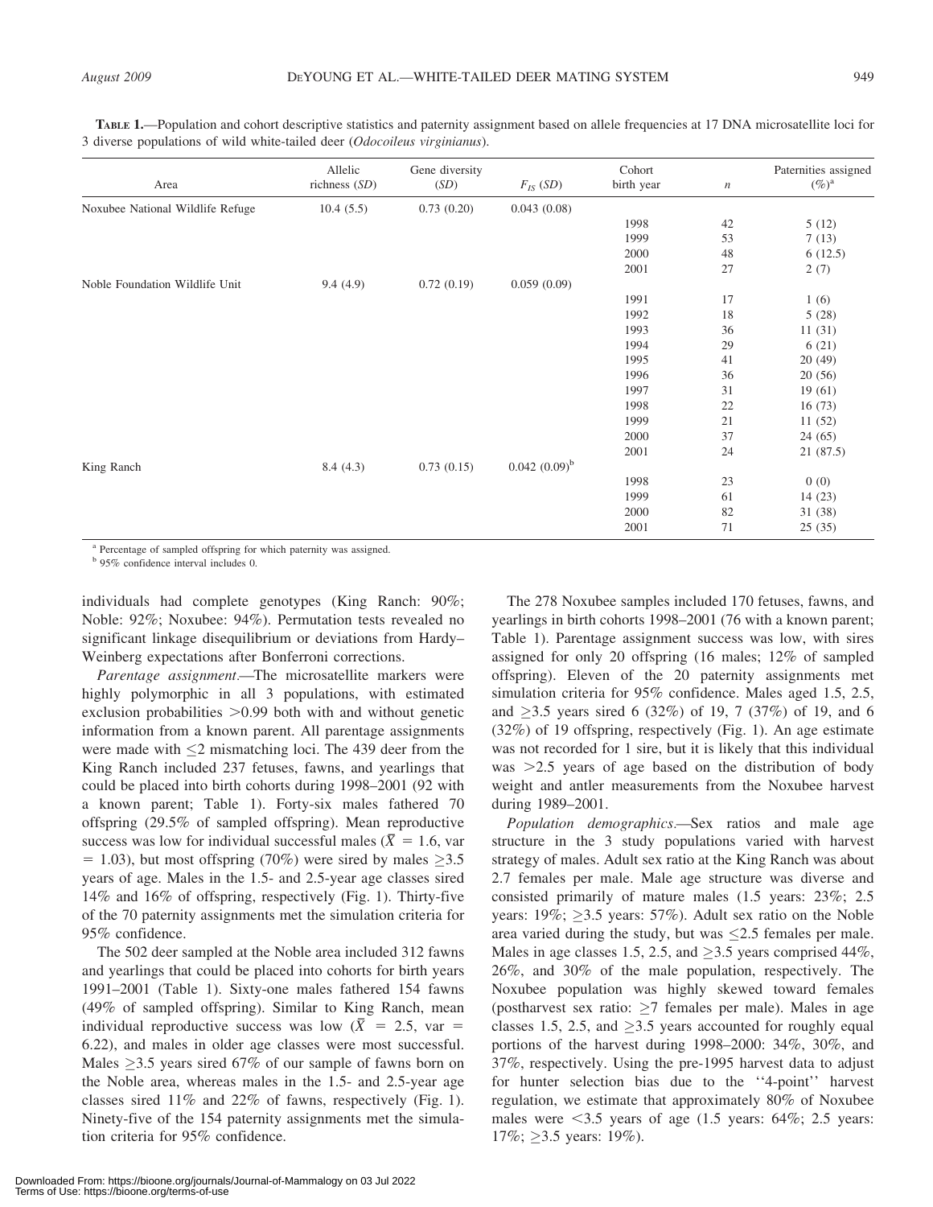**TABLE 1.**—Population and cohort descriptive statistics and paternity assignment based on allele frequencies at 17 DNA microsatellite loci for 3 diverse populations of wild white-tailed deer (*Odocoileus virginianus*).

| Area | Allelic richness (*SD*) | Gene diversity (*SD*) | $F_{IS}$ (*SD*) | Cohort birth year | *n* | Paternities assigned (%)[a] |
|---|---|---|---|---|---|---|
| Noxubee National Wildlife Refuge | 10.4 (5.5) | 0.73 (0.20) | 0.043 (0.08) | | | |
| | | | | 1998 | 42 | 5 (12) |
| | | | | 1999 | 53 | 7 (13) |
| | | | | 2000 | 48 | 6 (12.5) |
| | | | | 2001 | 27 | 2 (7) |
| Noble Foundation Wildlife Unit | 9.4 (4.9) | 0.72 (0.19) | 0.059 (0.09) | | | |
| | | | | 1991 | 17 | 1 (6) |
| | | | | 1992 | 18 | 5 (28) |
| | | | | 1993 | 36 | 11 (31) |
| | | | | 1994 | 29 | 6 (21) |
| | | | | 1995 | 41 | 20 (49) |
| | | | | 1996 | 36 | 20 (56) |
| | | | | 1997 | 31 | 19 (61) |
| | | | | 1998 | 22 | 16 (73) |
| | | | | 1999 | 21 | 11 (52) |
| | | | | 2000 | 37 | 24 (65) |
| | | | | 2001 | 24 | 21 (87.5) |
| King Ranch | 8.4 (4.3) | 0.73 (0.15) | 0.042 (0.09)[b] | | | |
| | | | | 1998 | 23 | 0 (0) |
| | | | | 1999 | 61 | 14 (23) |
| | | | | 2000 | 82 | 31 (38) |
| | | | | 2001 | 71 | 25 (35) |

[a] Percentage of sampled offspring for which paternity was assigned.

[b] 95% confidence interval includes 0.

individuals had complete genotypes (King Ranch: 90%; Noble: 92%; Noxubee: 94%). Permutation tests revealed no significant linkage disequilibrium or deviations from Hardy–Weinberg expectations after Bonferroni corrections.

*Parentage assignment*.—The microsatellite markers were highly polymorphic in all 3 populations, with estimated exclusion probabilities >0.99 both with and without genetic information from a known parent. All parentage assignments were made with ≤2 mismatching loci. The 439 deer from the King Ranch included 237 fetuses, fawns, and yearlings that could be placed into birth cohorts during 1998–2001 (92 with a known parent; Table 1). Forty-six males fathered 70 offspring (29.5% of sampled offspring). Mean reproductive success was low for individual successful males ($\bar{X}$ = 1.6, var = 1.03), but most offspring (70%) were sired by males ≥3.5 years of age. Males in the 1.5- and 2.5-year age classes sired 14% and 16% of offspring, respectively (Fig. 1). Thirty-five of the 70 paternity assignments met the simulation criteria for 95% confidence.

The 502 deer sampled at the Noble area included 312 fawns and yearlings that could be placed into cohorts for birth years 1991–2001 (Table 1). Sixty-one males fathered 154 fawns (49% of sampled offspring). Similar to King Ranch, mean individual reproductive success was low ($\bar{X}$ = 2.5, var = 6.22), and males in older age classes were most successful. Males ≥3.5 years sired 67% of our sample of fawns born on the Noble area, whereas males in the 1.5- and 2.5-year age classes sired 11% and 22% of fawns, respectively (Fig. 1). Ninety-five of the 154 paternity assignments met the simulation criteria for 95% confidence.

The 278 Noxubee samples included 170 fetuses, fawns, and yearlings in birth cohorts 1998–2001 (76 with a known parent; Table 1). Parentage assignment success was low, with sires assigned for only 20 offspring (16 males; 12% of sampled offspring). Eleven of the 20 paternity assignments met simulation criteria for 95% confidence. Males aged 1.5, 2.5, and ≥3.5 years sired 6 (32%) of 19, 7 (37%) of 19, and 6 (32%) of 19 offspring, respectively (Fig. 1). An age estimate was not recorded for 1 sire, but it is likely that this individual was >2.5 years of age based on the distribution of body weight and antler measurements from the Noxubee harvest during 1989–2001.

*Population demographics*.—Sex ratios and male age structure in the 3 study populations varied with harvest strategy of males. Adult sex ratio at the King Ranch was about 2.7 females per male. Male age structure was diverse and consisted primarily of mature males (1.5 years: 23%; 2.5 years: 19%; ≥3.5 years: 57%). Adult sex ratio on the Noble area varied during the study, but was ≤2.5 females per male. Males in age classes 1.5, 2.5, and ≥3.5 years comprised 44%, 26%, and 30% of the male population, respectively. The Noxubee population was highly skewed toward females (postharvest sex ratio: ≥7 females per male). Males in age classes 1.5, 2.5, and ≥3.5 years accounted for roughly equal portions of the harvest during 1998–2000: 34%, 30%, and 37%, respectively. Using the pre-1995 harvest data to adjust for hunter selection bias due to the ''4-point'' harvest regulation, we estimate that approximately 80% of Noxubee males were <3.5 years of age (1.5 years: 64%; 2.5 years: 17%; ≥3.5 years: 19%).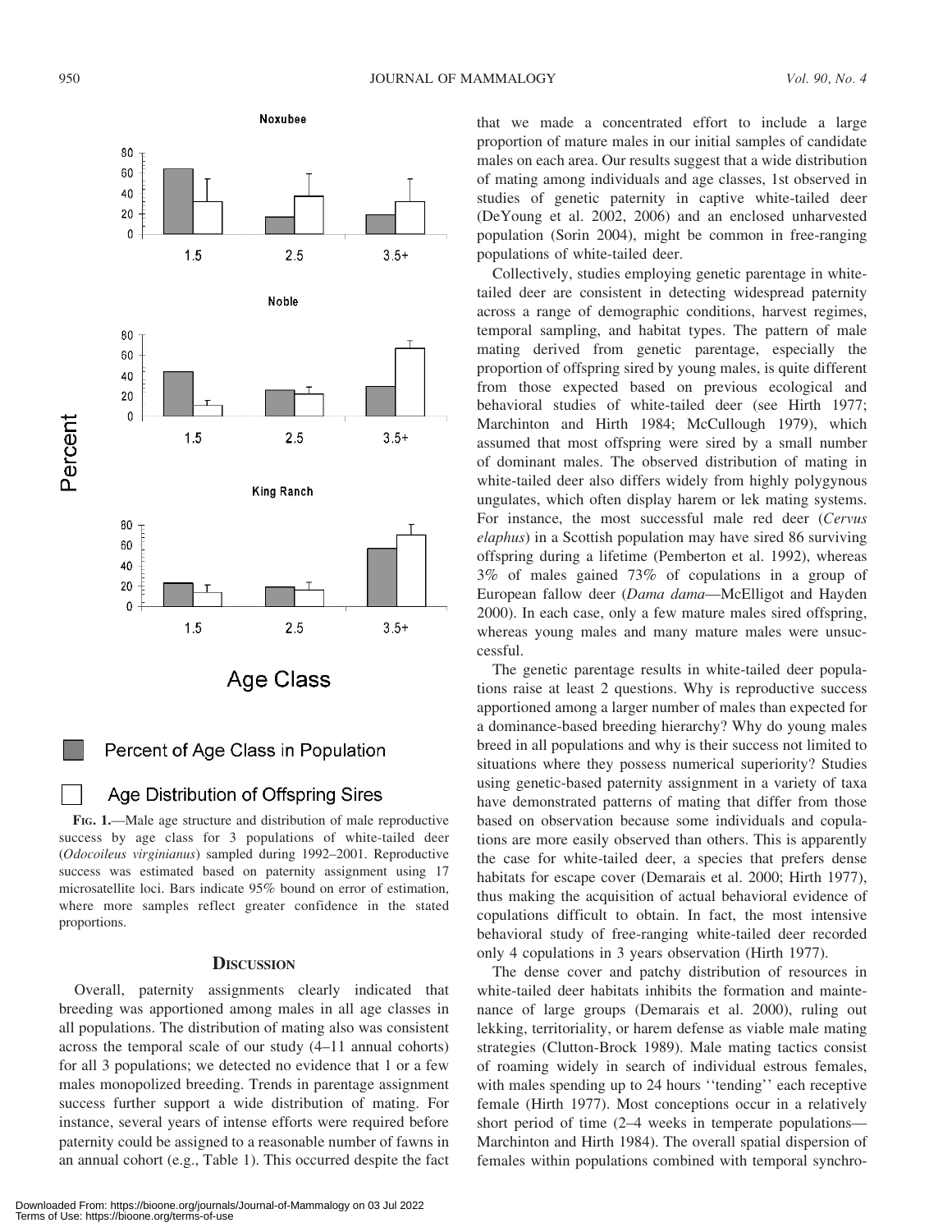Noxubee

Noble

King Ranch

Percent

Age Class

1.5 2.5 3.5+

Percent of Age Class in Population

Age Distribution of Offspring Sires

**FIG. 1.**—Male age structure and distribution of male reproductive success by age class for 3 populations of white-tailed deer (*Odocoileus virginianus*) sampled during 1992–2001. Reproductive success was estimated based on paternity assignment using 17 microsatellite loci. Bars indicate 95% bound on error of estimation, where more samples reflect greater confidence in the stated proportions.

## DISCUSSION

Overall, paternity assignments clearly indicated that breeding was apportioned among males in all age classes in all populations. The distribution of mating also was consistent across the temporal scale of our study (4–11 annual cohorts) for all 3 populations; we detected no evidence that 1 or a few males monopolized breeding. Trends in parentage assignment success further support a wide distribution of mating. For instance, several years of intense efforts were required before paternity could be assigned to a reasonable number of fawns in an annual cohort (e.g., Table 1). This occurred despite the fact that we made a concentrated effort to include a large proportion of mature males in our initial samples of candidate males on each area. Our results suggest that a wide distribution of mating among individuals and age classes, 1st observed in studies of genetic paternity in captive white-tailed deer (DeYoung et al. 2002, 2006) and an enclosed unharvested population (Sorin 2004), might be common in free-ranging populations of white-tailed deer.

Collectively, studies employing genetic parentage in white-tailed deer are consistent in detecting widespread paternity across a range of demographic conditions, harvest regimes, temporal sampling, and habitat types. The pattern of male mating derived from genetic parentage, especially the proportion of offspring sired by young males, is quite different from those expected based on previous ecological and behavioral studies of white-tailed deer (see Hirth 1977; Marchinton and Hirth 1984; McCullough 1979), which assumed that most offspring were sired by a small number of dominant males. The observed distribution of mating in white-tailed deer also differs widely from highly polygynous ungulates, which often display harem or lek mating systems. For instance, the most successful male red deer (*Cervus elaphus*) in a Scottish population may have sired 86 surviving offspring during a lifetime (Pemberton et al. 1992), whereas 3% of males gained 73% of copulations in a group of European fallow deer (*Dama dama*—McElligot and Hayden 2000). In each case, only a few mature males sired offspring, whereas young males and many mature males were unsuccessful.

The genetic parentage results in white-tailed deer populations raise at least 2 questions. Why is reproductive success apportioned among a larger number of males than expected for a dominance-based breeding hierarchy? Why do young males breed in all populations and why is their success not limited to situations where they possess numerical superiority? Studies using genetic-based paternity assignment in a variety of taxa have demonstrated patterns of mating that differ from those based on observation because some individuals and copulations are more easily observed than others. This is apparently the case for white-tailed deer, a species that prefers dense habitats for escape cover (Demarais et al. 2000; Hirth 1977), thus making the acquisition of actual behavioral evidence of copulations difficult to obtain. In fact, the most intensive behavioral study of free-ranging white-tailed deer recorded only 4 copulations in 3 years observation (Hirth 1977).

The dense cover and patchy distribution of resources in white-tailed deer habitats inhibits the formation and maintenance of large groups (Demarais et al. 2000), ruling out lekking, territoriality, or harem defense as viable male mating strategies (Clutton-Brock 1989). Male mating tactics consist of roaming widely in search of individual estrous females, with males spending up to 24 hours ''tending'' each receptive female (Hirth 1977). Most conceptions occur in a relatively short period of time (2–4 weeks in temperate populations—Marchinton and Hirth 1984). The overall spatial dispersion of females within populations combined with temporal synchro-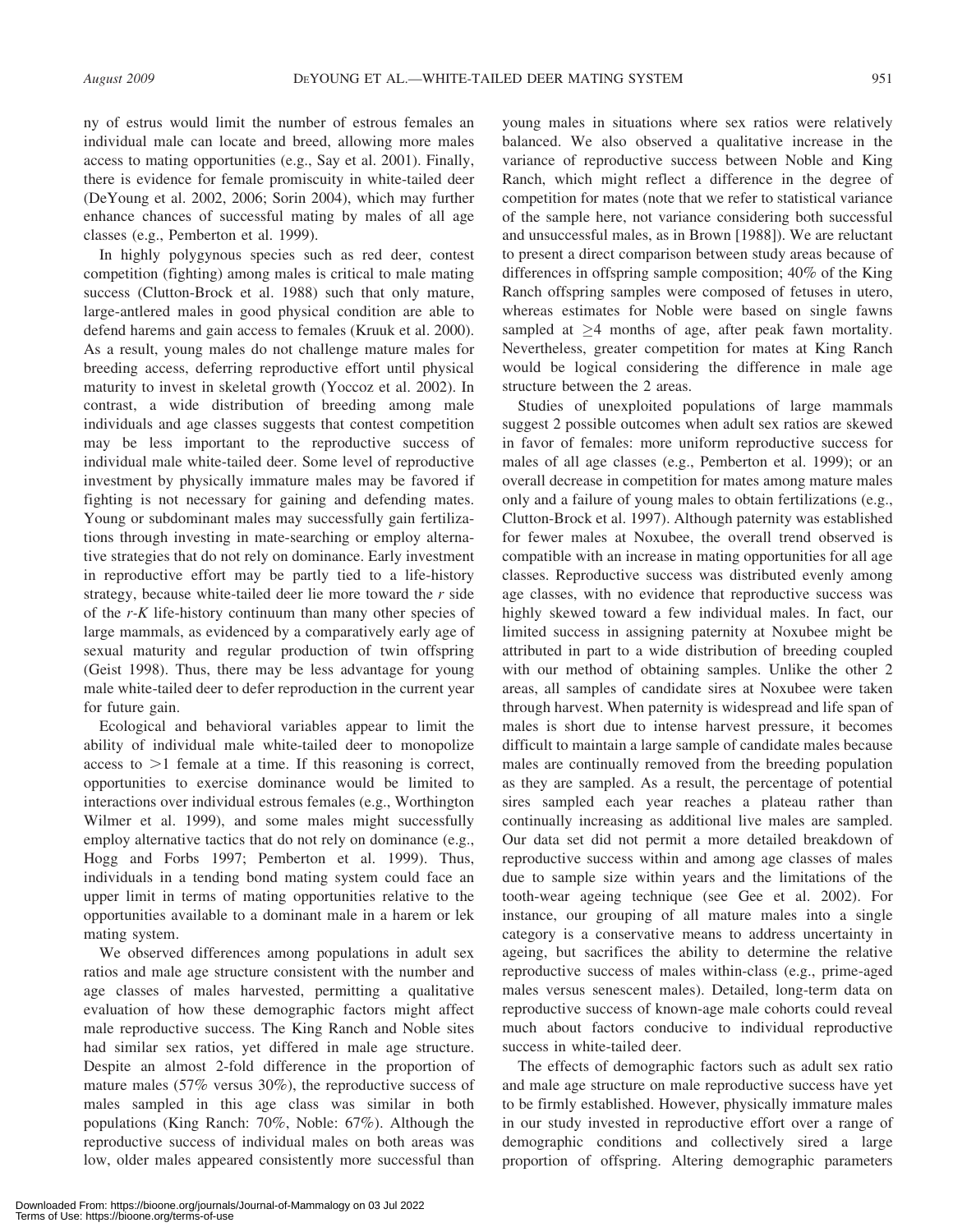ny of estrus would limit the number of estrous females an individual male can locate and breed, allowing more males access to mating opportunities (e.g., Say et al. 2001). Finally, there is evidence for female promiscuity in white-tailed deer (DeYoung et al. 2002, 2006; Sorin 2004), which may further enhance chances of successful mating by males of all age classes (e.g., Pemberton et al. 1999).

In highly polygynous species such as red deer, contest competition (fighting) among males is critical to male mating success (Clutton-Brock et al. 1988) such that only mature, large-antlered males in good physical condition are able to defend harems and gain access to females (Kruuk et al. 2000). As a result, young males do not challenge mature males for breeding access, deferring reproductive effort until physical maturity to invest in skeletal growth (Yoccoz et al. 2002). In contrast, a wide distribution of breeding among male individuals and age classes suggests that contest competition may be less important to the reproductive success of individual male white-tailed deer. Some level of reproductive investment by physically immature males may be favored if fighting is not necessary for gaining and defending mates. Young or subdominant males may successfully gain fertilizations through investing in mate-searching or employ alternative strategies that do not rely on dominance. Early investment in reproductive effort may be partly tied to a life-history strategy, because white-tailed deer lie more toward the *r* side of the *r*-*K* life-history continuum than many other species of large mammals, as evidenced by a comparatively early age of sexual maturity and regular production of twin offspring (Geist 1998). Thus, there may be less advantage for young male white-tailed deer to defer reproduction in the current year for future gain.

Ecological and behavioral variables appear to limit the ability of individual male white-tailed deer to monopolize access to >1 female at a time. If this reasoning is correct, opportunities to exercise dominance would be limited to interactions over individual estrous females (e.g., Worthington Wilmer et al. 1999), and some males might successfully employ alternative tactics that do not rely on dominance (e.g., Hogg and Forbs 1997; Pemberton et al. 1999). Thus, individuals in a tending bond mating system could face an upper limit in terms of mating opportunities relative to the opportunities available to a dominant male in a harem or lek mating system.

We observed differences among populations in adult sex ratios and male age structure consistent with the number and age classes of males harvested, permitting a qualitative evaluation of how these demographic factors might affect male reproductive success. The King Ranch and Noble sites had similar sex ratios, yet differed in male age structure. Despite an almost 2-fold difference in the proportion of mature males (57% versus 30%), the reproductive success of males sampled in this age class was similar in both populations (King Ranch: 70%, Noble: 67%). Although the reproductive success of individual males on both areas was low, older males appeared consistently more successful than young males in situations where sex ratios were relatively balanced. We also observed a qualitative increase in the variance of reproductive success between Noble and King Ranch, which might reflect a difference in the degree of competition for mates (note that we refer to statistical variance of the sample here, not variance considering both successful and unsuccessful males, as in Brown [1988]). We are reluctant to present a direct comparison between study areas because of differences in offspring sample composition; 40% of the King Ranch offspring samples were composed of fetuses in utero, whereas estimates for Noble were based on single fawns sampled at ≥4 months of age, after peak fawn mortality. Nevertheless, greater competition for mates at King Ranch would be logical considering the difference in male age structure between the 2 areas.

Studies of unexploited populations of large mammals suggest 2 possible outcomes when adult sex ratios are skewed in favor of females: more uniform reproductive success for males of all age classes (e.g., Pemberton et al. 1999); or an overall decrease in competition for mates among mature males only and a failure of young males to obtain fertilizations (e.g., Clutton-Brock et al. 1997). Although paternity was established for fewer males at Noxubee, the overall trend observed is compatible with an increase in mating opportunities for all age classes. Reproductive success was distributed evenly among age classes, with no evidence that reproductive success was highly skewed toward a few individual males. In fact, our limited success in assigning paternity at Noxubee might be attributed in part to a wide distribution of breeding coupled with our method of obtaining samples. Unlike the other 2 areas, all samples of candidate sires at Noxubee were taken through harvest. When paternity is widespread and life span of males is short due to intense harvest pressure, it becomes difficult to maintain a large sample of candidate males because males are continually removed from the breeding population as they are sampled. As a result, the percentage of potential sires sampled each year reaches a plateau rather than continually increasing as additional live males are sampled. Our data set did not permit a more detailed breakdown of reproductive success within and among age classes of males due to sample size within years and the limitations of the tooth-wear ageing technique (see Gee et al. 2002). For instance, our grouping of all mature males into a single category is a conservative means to address uncertainty in ageing, but sacrifices the ability to determine the relative reproductive success of males within-class (e.g., prime-aged males versus senescent males). Detailed, long-term data on reproductive success of known-age male cohorts could reveal much about factors conducive to individual reproductive success in white-tailed deer.

The effects of demographic factors such as adult sex ratio and male age structure on male reproductive success have yet to be firmly established. However, physically immature males in our study invested in reproductive effort over a range of demographic conditions and collectively sired a large proportion of offspring. Altering demographic parameters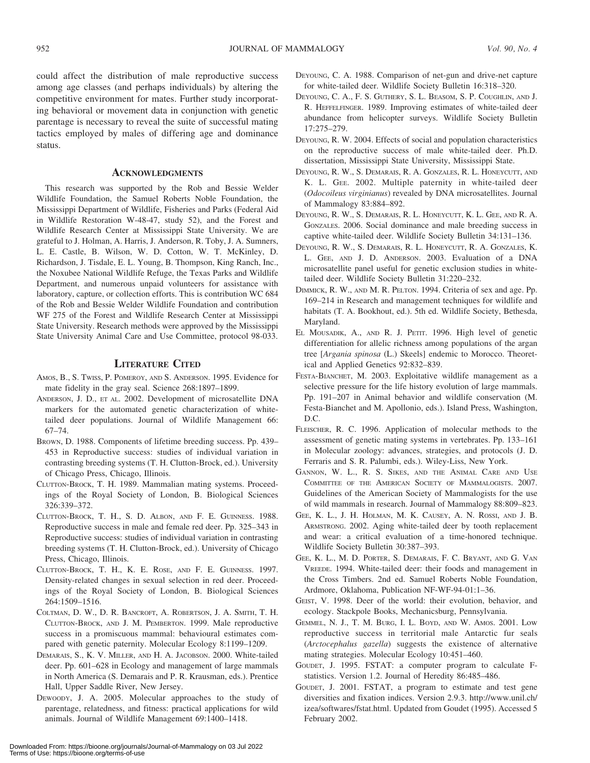could affect the distribution of male reproductive success among age classes (and perhaps individuals) by altering the competitive environment for mates. Further study incorporating behavioral or movement data in conjunction with genetic parentage is necessary to reveal the suite of successful mating tactics employed by males of differing age and dominance status.

## Acknowledgments

This research was supported by the Rob and Bessie Welder Wildlife Foundation, the Samuel Roberts Noble Foundation, the Mississippi Department of Wildlife, Fisheries and Parks (Federal Aid in Wildlife Restoration W-48-47, study 52), and the Forest and Wildlife Research Center at Mississippi State University. We are grateful to J. Holman, A. Harris, J. Anderson, R. Toby, J. A. Sumners, L. E. Castle, B. Wilson, W. D. Cotton, W. T. McKinley, D. Richardson, J. Tisdale, E. L. Young, B. Thompson, King Ranch, Inc., the Noxubee National Wildlife Refuge, the Texas Parks and Wildlife Department, and numerous unpaid volunteers for assistance with laboratory, capture, or collection efforts. This is contribution WC 684 of the Rob and Bessie Welder Wildlife Foundation and contribution WF 275 of the Forest and Wildlife Research Center at Mississippi State University. Research methods were approved by the Mississippi State University Animal Care and Use Committee, protocol 98-033.

## Literature Cited

Amos, B., S. Twiss, P. Pomeroy, and S. Anderson. 1995. Evidence for mate fidelity in the gray seal. Science 268:1897–1899.

Anderson, J. D., et al. 2002. Development of microsatellite DNA markers for the automated genetic characterization of white-tailed deer populations. Journal of Wildlife Management 66: 67–74.

Brown, D. 1988. Components of lifetime breeding success. Pp. 439–453 in Reproductive success: studies of individual variation in contrasting breeding systems (T. H. Clutton-Brock, ed.). University of Chicago Press, Chicago, Illinois.

Clutton-Brock, T. H. 1989. Mammalian mating systems. Proceedings of the Royal Society of London, B. Biological Sciences 326:339–372.

Clutton-Brock, T. H., S. D. Albon, and F. E. Guinness. 1988. Reproductive success in male and female red deer. Pp. 325–343 in Reproductive success: studies of individual variation in contrasting breeding systems (T. H. Clutton-Brock, ed.). University of Chicago Press, Chicago, Illinois.

Clutton-Brock, T. H., K. E. Rose, and F. E. Guinness. 1997. Density-related changes in sexual selection in red deer. Proceedings of the Royal Society of London, B. Biological Sciences 264:1509–1516.

Coltman, D. W., D. R. Bancroft, A. Robertson, J. A. Smith, T. H. Clutton-Brock, and J. M. Pemberton. 1999. Male reproductive success in a promiscuous mammal: behavioural estimates compared with genetic paternity. Molecular Ecology 8:1199–1209.

Demarais, S., K. V. Miller, and H. A. Jacobson. 2000. White-tailed deer. Pp. 601–628 in Ecology and management of large mammals in North America (S. Demarais and P. R. Krausman, eds.). Prentice Hall, Upper Saddle River, New Jersey.

Dewoody, J. A. 2005. Molecular approaches to the study of parentage, relatedness, and fitness: practical applications for wild animals. Journal of Wildlife Management 69:1400–1418.

Deyoung, C. A. 1988. Comparison of net-gun and drive-net capture for white-tailed deer. Wildlife Society Bulletin 16:318–320.

Deyoung, C. A., F. S. Guthery, S. L. Beasom, S. P. Coughlin, and J. R. Heffelfinger. 1989. Improving estimates of white-tailed deer abundance from helicopter surveys. Wildlife Society Bulletin 17:275–279.

Deyoung, R. W. 2004. Effects of social and population characteristics on the reproductive success of male white-tailed deer. Ph.D. dissertation, Mississippi State University, Mississippi State.

Deyoung, R. W., S. Demarais, R. A. Gonzales, R. L. Honeycutt, and K. L. Gee. 2002. Multiple paternity in white-tailed deer (*Odocoileus virginianus*) revealed by DNA microsatellites. Journal of Mammalogy 83:884–892.

Deyoung, R. W., S. Demarais, R. L. Honeycutt, K. L. Gee, and R. A. Gonzales. 2006. Social dominance and male breeding success in captive white-tailed deer. Wildlife Society Bulletin 34:131–136.

Deyoung, R. W., S. Demarais, R. L. Honeycutt, R. A. Gonzales, K. L. Gee, and J. D. Anderson. 2003. Evaluation of a DNA microsatellite panel useful for genetic exclusion studies in white-tailed deer. Wildlife Society Bulletin 31:220–232.

Dimmick, R. W., and M. R. Pelton. 1994. Criteria of sex and age. Pp. 169–214 in Research and management techniques for wildlife and habitats (T. A. Bookhout, ed.). 5th ed. Wildlife Society, Bethesda, Maryland.

El Mousadik, A., and R. J. Petit. 1996. High level of genetic differentiation for allelic richness among populations of the argan tree [*Argania spinosa* (L.) Skeels] endemic to Morocco. Theoretical and Applied Genetics 92:832–839.

Festa-Bianchet, M. 2003. Exploitative wildlife management as a selective pressure for the life history evolution of large mammals. Pp. 191–207 in Animal behavior and wildlife conservation (M. Festa-Bianchet and M. Apollonio, eds.). Island Press, Washington, D.C.

Fleischer, R. C. 1996. Application of molecular methods to the assessment of genetic mating systems in vertebrates. Pp. 133–161 in Molecular zoology: advances, strategies, and protocols (J. D. Ferraris and S. R. Palumbi, eds.). Wiley-Liss, New York.

Gannon, W. L., R. S. Sikes, and the Animal Care and Use Committee of the American Society of Mammalogists. 2007. Guidelines of the American Society of Mammalogists for the use of wild mammals in research. Journal of Mammalogy 88:809–823.

Gee, K. L., J. H. Holman, M. K. Causey, A. N. Rossi, and J. B. Armstrong. 2002. Aging white-tailed deer by tooth replacement and wear: a critical evaluation of a time-honored technique. Wildlife Society Bulletin 30:387–393.

Gee, K. L., M. D. Porter, S. Demarais, F. C. Bryant, and G. Van Vreede. 1994. White-tailed deer: their foods and management in the Cross Timbers. 2nd ed. Samuel Roberts Noble Foundation, Ardmore, Oklahoma, Publication NF-WF-94-01:1–36.

Geist, V. 1998. Deer of the world: their evolution, behavior, and ecology. Stackpole Books, Mechanicsburg, Pennsylvania.

Gemmel, N. J., T. M. Burg, I. L. Boyd, and W. Amos. 2001. Low reproductive success in territorial male Antarctic fur seals (*Arctocephalus gazella*) suggests the existence of alternative mating strategies. Molecular Ecology 10:451–460.

Goudet, J. 1995. FSTAT: a computer program to calculate F-statistics. Version 1.2. Journal of Heredity 86:485–486.

Goudet, J. 2001. FSTAT, a program to estimate and test gene diversities and fixation indices. Version 2.9.3. http://www.unil.ch/izea/softwares/fstat.html. Updated from Goudet (1995). Accessed 5 February 2002.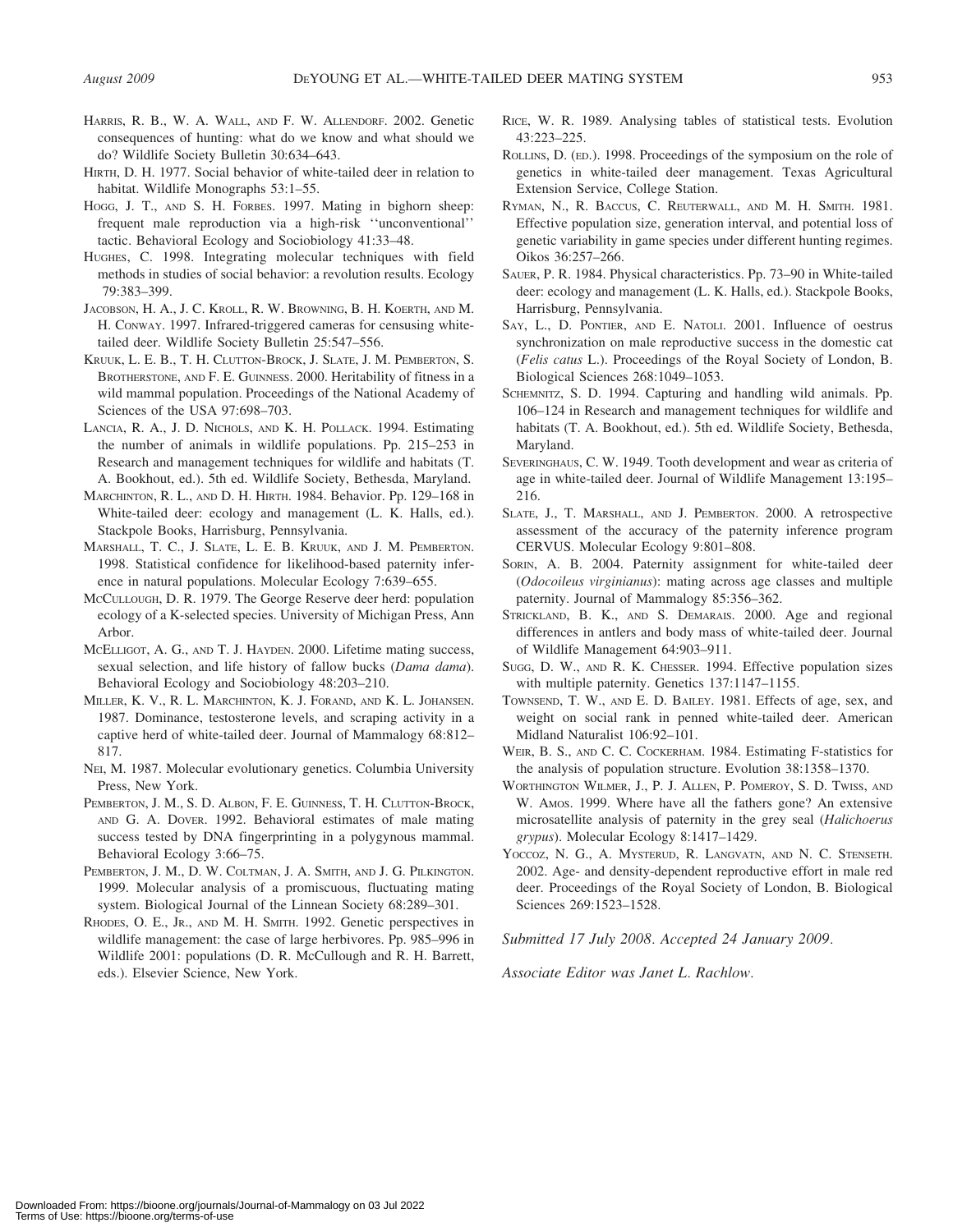Harris, R. B., W. A. Wall, and F. W. Allendorf. 2002. Genetic consequences of hunting: what do we know and what should we do? Wildlife Society Bulletin 30:634–643.

Hirth, D. H. 1977. Social behavior of white-tailed deer in relation to habitat. Wildlife Monographs 53:1–55.

Hogg, J. T., and S. H. Forbes. 1997. Mating in bighorn sheep: frequent male reproduction via a high-risk ''unconventional'' tactic. Behavioral Ecology and Sociobiology 41:33–48.

Hughes, C. 1998. Integrating molecular techniques with field methods in studies of social behavior: a revolution results. Ecology 79:383–399.

Jacobson, H. A., J. C. Kroll, R. W. Browning, B. H. Koerth, and M. H. Conway. 1997. Infrared-triggered cameras for censusing white-tailed deer. Wildlife Society Bulletin 25:547–556.

Kruuk, L. E. B., T. H. Clutton-Brock, J. Slate, J. M. Pemberton, S. Brotherstone, and F. E. Guinness. 2000. Heritability of fitness in a wild mammal population. Proceedings of the National Academy of Sciences of the USA 97:698–703.

Lancia, R. A., J. D. Nichols, and K. H. Pollack. 1994. Estimating the number of animals in wildlife populations. Pp. 215–253 in Research and management techniques for wildlife and habitats (T. A. Bookhout, ed.). 5th ed. Wildlife Society, Bethesda, Maryland.

Marchinton, R. L., and D. H. Hirth. 1984. Behavior. Pp. 129–168 in White-tailed deer: ecology and management (L. K. Halls, ed.). Stackpole Books, Harrisburg, Pennsylvania.

Marshall, T. C., J. Slate, L. E. B. Kruuk, and J. M. Pemberton. 1998. Statistical confidence for likelihood-based paternity inference in natural populations. Molecular Ecology 7:639–655.

McCullough, D. R. 1979. The George Reserve deer herd: population ecology of a K-selected species. University of Michigan Press, Ann Arbor.

McElligot, A. G., and T. J. Hayden. 2000. Lifetime mating success, sexual selection, and life history of fallow bucks (*Dama dama*). Behavioral Ecology and Sociobiology 48:203–210.

Miller, K. V., R. L. Marchinton, K. J. Forand, and K. L. Johansen. 1987. Dominance, testosterone levels, and scraping activity in a captive herd of white-tailed deer. Journal of Mammalogy 68:812–817.

Nei, M. 1987. Molecular evolutionary genetics. Columbia University Press, New York.

Pemberton, J. M., S. D. Albon, F. E. Guinness, T. H. Clutton-Brock, and G. A. Dover. 1992. Behavioral estimates of male mating success tested by DNA fingerprinting in a polygynous mammal. Behavioral Ecology 3:66–75.

Pemberton, J. M., D. W. Coltman, J. A. Smith, and J. G. Pilkington. 1999. Molecular analysis of a promiscuous, fluctuating mating system. Biological Journal of the Linnean Society 68:289–301.

Rhodes, O. E., Jr., and M. H. Smith. 1992. Genetic perspectives in wildlife management: the case of large herbivores. Pp. 985–996 in Wildlife 2001: populations (D. R. McCullough and R. H. Barrett, eds.). Elsevier Science, New York.

Rice, W. R. 1989. Analysing tables of statistical tests. Evolution 43:223–225.

Rollins, D. (ed.). 1998. Proceedings of the symposium on the role of genetics in white-tailed deer management. Texas Agricultural Extension Service, College Station.

Ryman, N., R. Baccus, C. Reuterwall, and M. H. Smith. 1981. Effective population size, generation interval, and potential loss of genetic variability in game species under different hunting regimes. Oikos 36:257–266.

Sauer, P. R. 1984. Physical characteristics. Pp. 73–90 in White-tailed deer: ecology and management (L. K. Halls, ed.). Stackpole Books, Harrisburg, Pennsylvania.

Say, L., D. Pontier, and E. Natoli. 2001. Influence of oestrus synchronization on male reproductive success in the domestic cat (*Felis catus* L.). Proceedings of the Royal Society of London, B. Biological Sciences 268:1049–1053.

Schemnitz, S. D. 1994. Capturing and handling wild animals. Pp. 106–124 in Research and management techniques for wildlife and habitats (T. A. Bookhout, ed.). 5th ed. Wildlife Society, Bethesda, Maryland.

Severinghaus, C. W. 1949. Tooth development and wear as criteria of age in white-tailed deer. Journal of Wildlife Management 13:195–216.

Slate, J., T. Marshall, and J. Pemberton. 2000. A retrospective assessment of the accuracy of the paternity inference program CERVUS. Molecular Ecology 9:801–808.

Sorin, A. B. 2004. Paternity assignment for white-tailed deer (*Odocoileus virginianus*): mating across age classes and multiple paternity. Journal of Mammalogy 85:356–362.

Strickland, B. K., and S. Demarais. 2000. Age and regional differences in antlers and body mass of white-tailed deer. Journal of Wildlife Management 64:903–911.

Sugg, D. W., and R. K. Chesser. 1994. Effective population sizes with multiple paternity. Genetics 137:1147–1155.

Townsend, T. W., and E. D. Bailey. 1981. Effects of age, sex, and weight on social rank in penned white-tailed deer. American Midland Naturalist 106:92–101.

Weir, B. S., and C. C. Cockerham. 1984. Estimating F-statistics for the analysis of population structure. Evolution 38:1358–1370.

Worthington Wilmer, J., P. J. Allen, P. Pomeroy, S. D. Twiss, and W. Amos. 1999. Where have all the fathers gone? An extensive microsatellite analysis of paternity in the grey seal (*Halichoerus grypus*). Molecular Ecology 8:1417–1429.

Yoccoz, N. G., A. Mysterud, R. Langvatn, and N. C. Stenseth. 2002. Age- and density-dependent reproductive effort in male red deer. Proceedings of the Royal Society of London, B. Biological Sciences 269:1523–1528.

*Submitted 17 July 2008. Accepted 24 January 2009.*

*Associate Editor was Janet L. Rachlow.*